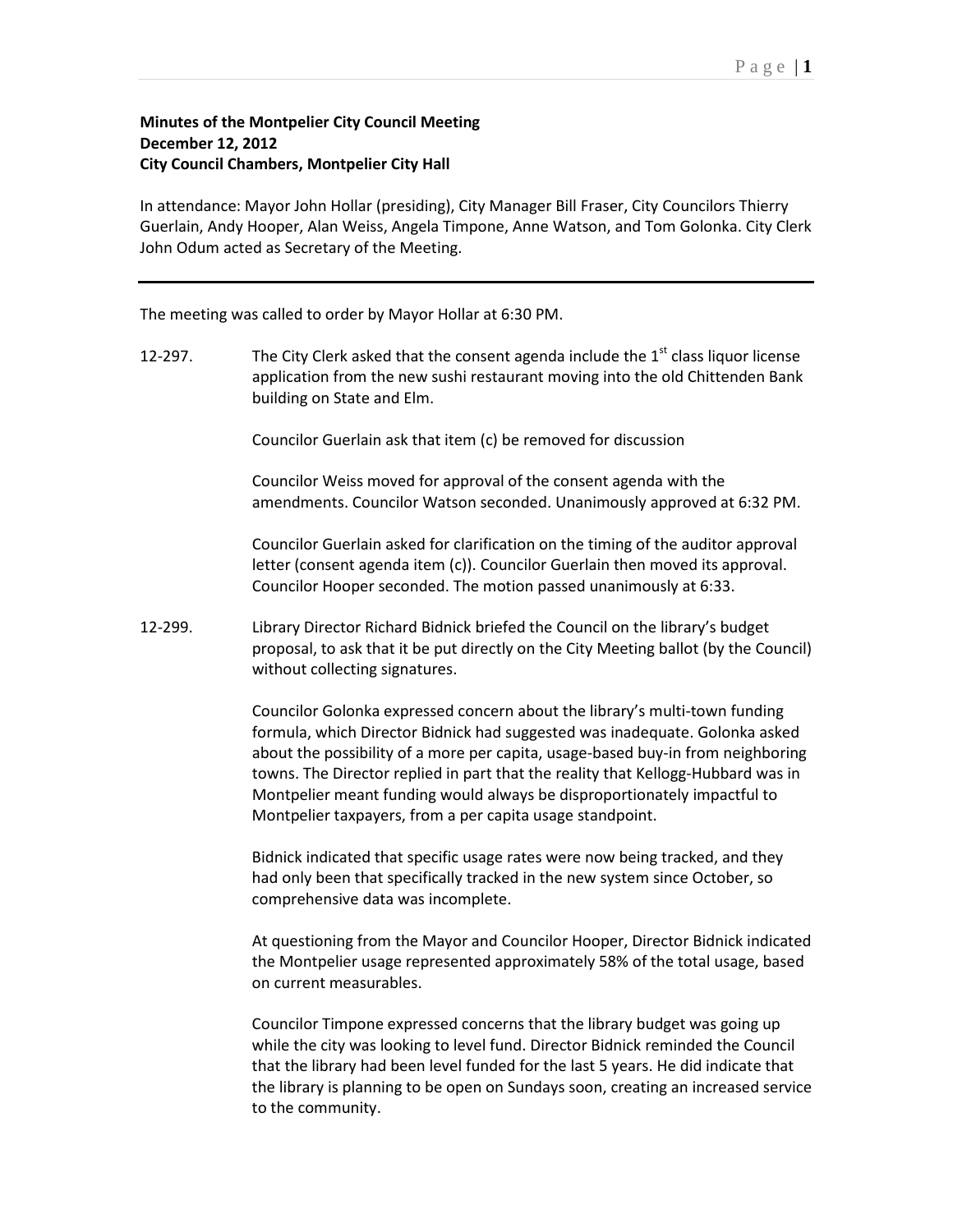**Minutes of the Montpelier City Council Meeting**
**December 12, 2012**
**City Council Chambers, Montpelier City Hall**

In attendance: Mayor John Hollar (presiding), City Manager Bill Fraser, City Councilors Thierry Guerlain, Andy Hooper, Alan Weiss, Angela Timpone, Anne Watson, and Tom Golonka. City Clerk John Odum acted as Secretary of the Meeting.

---

The meeting was called to order by Mayor Hollar at 6:30 PM.

12-297. The City Clerk asked that the consent agenda include the 1st class liquor license application from the new sushi restaurant moving into the old Chittenden Bank building on State and Elm.

Councilor Guerlain ask that item (c) be removed for discussion

Councilor Weiss moved for approval of the consent agenda with the amendments. Councilor Watson seconded. Unanimously approved at 6:32 PM.

Councilor Guerlain asked for clarification on the timing of the auditor approval letter (consent agenda item (c)). Councilor Guerlain then moved its approval. Councilor Hooper seconded. The motion passed unanimously at 6:33.

12-299. Library Director Richard Bidnick briefed the Council on the library's budget proposal, to ask that it be put directly on the City Meeting ballot (by the Council) without collecting signatures.

Councilor Golonka expressed concern about the library's multi-town funding formula, which Director Bidnick had suggested was inadequate. Golonka asked about the possibility of a more per capita, usage-based buy-in from neighboring towns. The Director replied in part that the reality that Kellogg-Hubbard was in Montpelier meant funding would always be disproportionately impactful to Montpelier taxpayers, from a per capita usage standpoint.

Bidnick indicated that specific usage rates were now being tracked, and they had only been that specifically tracked in the new system since October, so comprehensive data was incomplete.

At questioning from the Mayor and Councilor Hooper, Director Bidnick indicated the Montpelier usage represented approximately 58% of the total usage, based on current measurables.

Councilor Timpone expressed concerns that the library budget was going up while the city was looking to level fund. Director Bidnick reminded the Council that the library had been level funded for the last 5 years. He did indicate that the library is planning to be open on Sundays soon, creating an increased service to the community.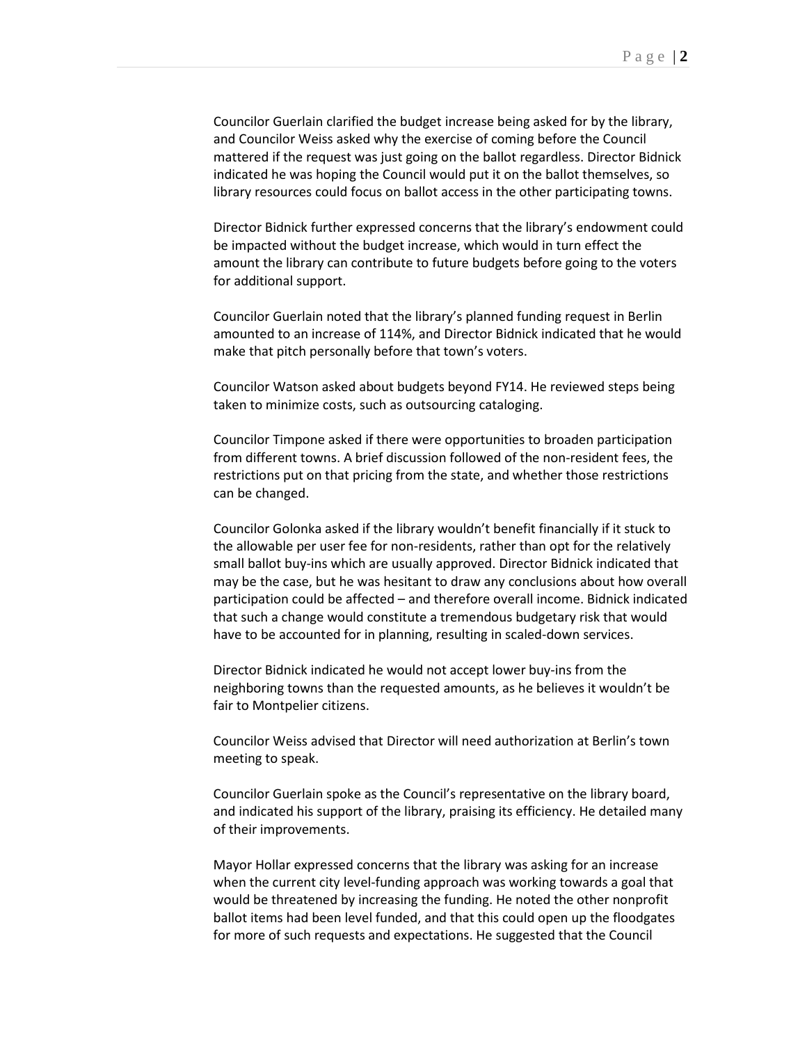Councilor Guerlain clarified the budget increase being asked for by the library, and Councilor Weiss asked why the exercise of coming before the Council mattered if the request was just going on the ballot regardless. Director Bidnick indicated he was hoping the Council would put it on the ballot themselves, so library resources could focus on ballot access in the other participating towns.

Director Bidnick further expressed concerns that the library's endowment could be impacted without the budget increase, which would in turn effect the amount the library can contribute to future budgets before going to the voters for additional support.

Councilor Guerlain noted that the library's planned funding request in Berlin amounted to an increase of 114%, and Director Bidnick indicated that he would make that pitch personally before that town's voters.

Councilor Watson asked about budgets beyond FY14. He reviewed steps being taken to minimize costs, such as outsourcing cataloging.

Councilor Timpone asked if there were opportunities to broaden participation from different towns. A brief discussion followed of the non-resident fees, the restrictions put on that pricing from the state, and whether those restrictions can be changed.

Councilor Golonka asked if the library wouldn't benefit financially if it stuck to the allowable per user fee for non-residents, rather than opt for the relatively small ballot buy-ins which are usually approved. Director Bidnick indicated that may be the case, but he was hesitant to draw any conclusions about how overall participation could be affected – and therefore overall income. Bidnick indicated that such a change would constitute a tremendous budgetary risk that would have to be accounted for in planning, resulting in scaled-down services.

Director Bidnick indicated he would not accept lower buy-ins from the neighboring towns than the requested amounts, as he believes it wouldn't be fair to Montpelier citizens.

Councilor Weiss advised that Director will need authorization at Berlin's town meeting to speak.

Councilor Guerlain spoke as the Council's representative on the library board, and indicated his support of the library, praising its efficiency. He detailed many of their improvements.

Mayor Hollar expressed concerns that the library was asking for an increase when the current city level-funding approach was working towards a goal that would be threatened by increasing the funding. He noted the other nonprofit ballot items had been level funded, and that this could open up the floodgates for more of such requests and expectations. He suggested that the Council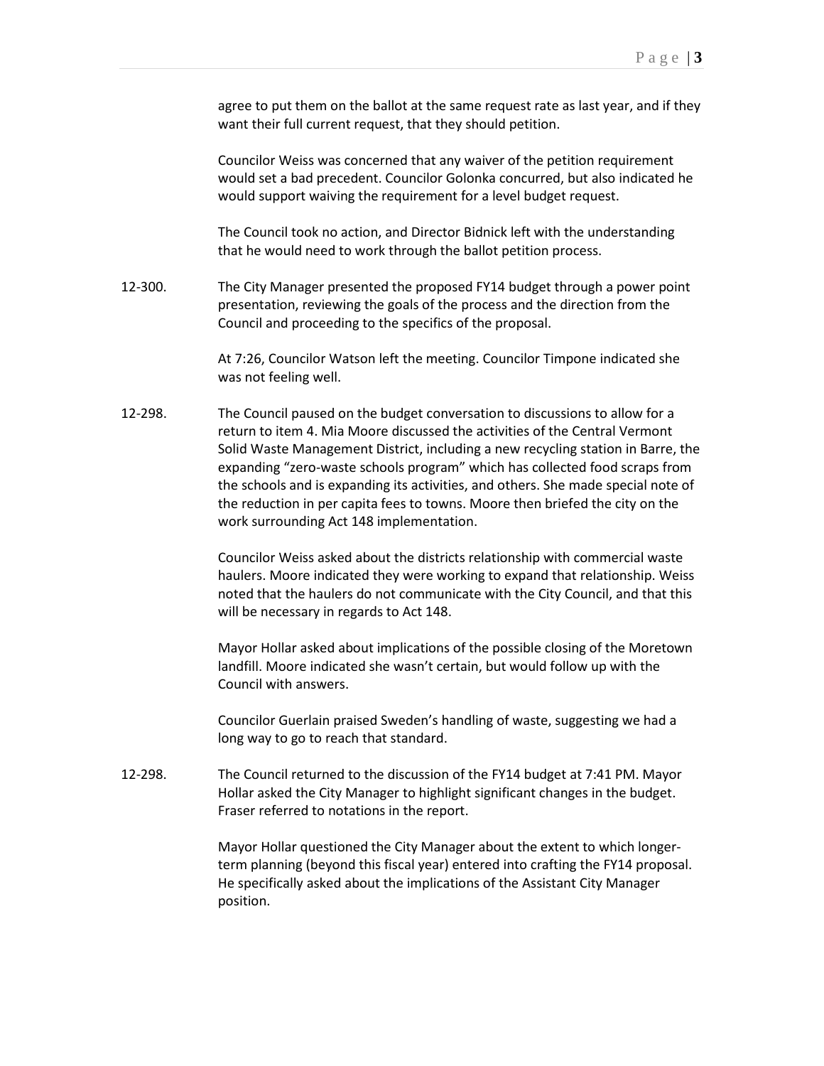agree to put them on the ballot at the same request rate as last year, and if they want their full current request, that they should petition.

Councilor Weiss was concerned that any waiver of the petition requirement would set a bad precedent. Councilor Golonka concurred, but also indicated he would support waiving the requirement for a level budget request.

The Council took no action, and Director Bidnick left with the understanding that he would need to work through the ballot petition process.

12-300. The City Manager presented the proposed FY14 budget through a power point presentation, reviewing the goals of the process and the direction from the Council and proceeding to the specifics of the proposal.

At 7:26, Councilor Watson left the meeting. Councilor Timpone indicated she was not feeling well.

12-298. The Council paused on the budget conversation to discussions to allow for a return to item 4. Mia Moore discussed the activities of the Central Vermont Solid Waste Management District, including a new recycling station in Barre, the expanding "zero-waste schools program" which has collected food scraps from the schools and is expanding its activities, and others. She made special note of the reduction in per capita fees to towns. Moore then briefed the city on the work surrounding Act 148 implementation.

Councilor Weiss asked about the districts relationship with commercial waste haulers. Moore indicated they were working to expand that relationship. Weiss noted that the haulers do not communicate with the City Council, and that this will be necessary in regards to Act 148.

Mayor Hollar asked about implications of the possible closing of the Moretown landfill. Moore indicated she wasn't certain, but would follow up with the Council with answers.

Councilor Guerlain praised Sweden's handling of waste, suggesting we had a long way to go to reach that standard.

12-298. The Council returned to the discussion of the FY14 budget at 7:41 PM. Mayor Hollar asked the City Manager to highlight significant changes in the budget. Fraser referred to notations in the report.

Mayor Hollar questioned the City Manager about the extent to which longer-term planning (beyond this fiscal year) entered into crafting the FY14 proposal. He specifically asked about the implications of the Assistant City Manager position.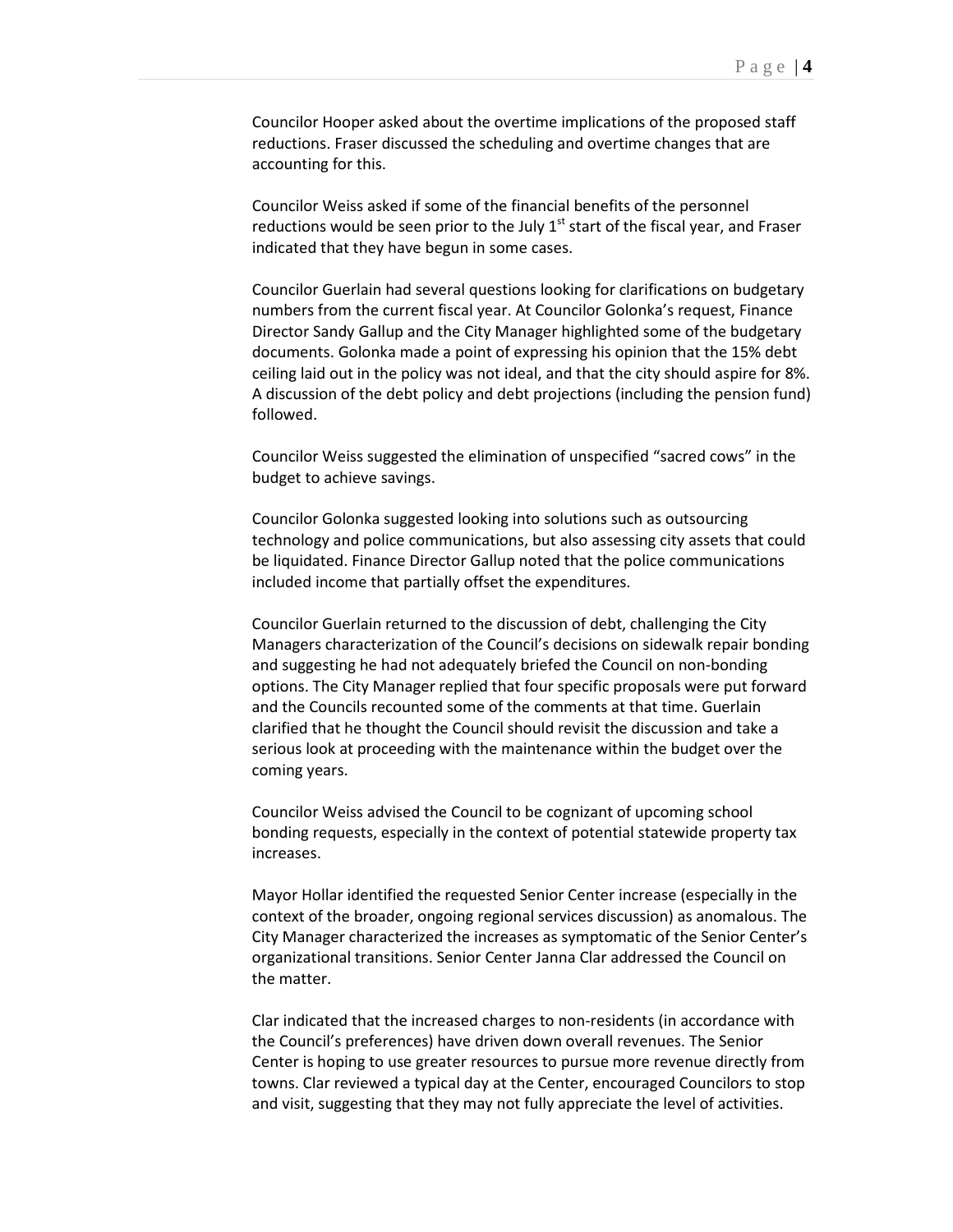Councilor Hooper asked about the overtime implications of the proposed staff reductions. Fraser discussed the scheduling and overtime changes that are accounting for this.

Councilor Weiss asked if some of the financial benefits of the personnel reductions would be seen prior to the July 1st start of the fiscal year, and Fraser indicated that they have begun in some cases.

Councilor Guerlain had several questions looking for clarifications on budgetary numbers from the current fiscal year. At Councilor Golonka's request, Finance Director Sandy Gallup and the City Manager highlighted some of the budgetary documents. Golonka made a point of expressing his opinion that the 15% debt ceiling laid out in the policy was not ideal, and that the city should aspire for 8%. A discussion of the debt policy and debt projections (including the pension fund) followed.

Councilor Weiss suggested the elimination of unspecified "sacred cows" in the budget to achieve savings.

Councilor Golonka suggested looking into solutions such as outsourcing technology and police communications, but also assessing city assets that could be liquidated. Finance Director Gallup noted that the police communications included income that partially offset the expenditures.

Councilor Guerlain returned to the discussion of debt, challenging the City Managers characterization of the Council's decisions on sidewalk repair bonding and suggesting he had not adequately briefed the Council on non-bonding options. The City Manager replied that four specific proposals were put forward and the Councils recounted some of the comments at that time. Guerlain clarified that he thought the Council should revisit the discussion and take a serious look at proceeding with the maintenance within the budget over the coming years.

Councilor Weiss advised the Council to be cognizant of upcoming school bonding requests, especially in the context of potential statewide property tax increases.

Mayor Hollar identified the requested Senior Center increase (especially in the context of the broader, ongoing regional services discussion) as anomalous. The City Manager characterized the increases as symptomatic of the Senior Center's organizational transitions. Senior Center Janna Clar addressed the Council on the matter.

Clar indicated that the increased charges to non-residents (in accordance with the Council's preferences) have driven down overall revenues. The Senior Center is hoping to use greater resources to pursue more revenue directly from towns. Clar reviewed a typical day at the Center, encouraged Councilors to stop and visit, suggesting that they may not fully appreciate the level of activities.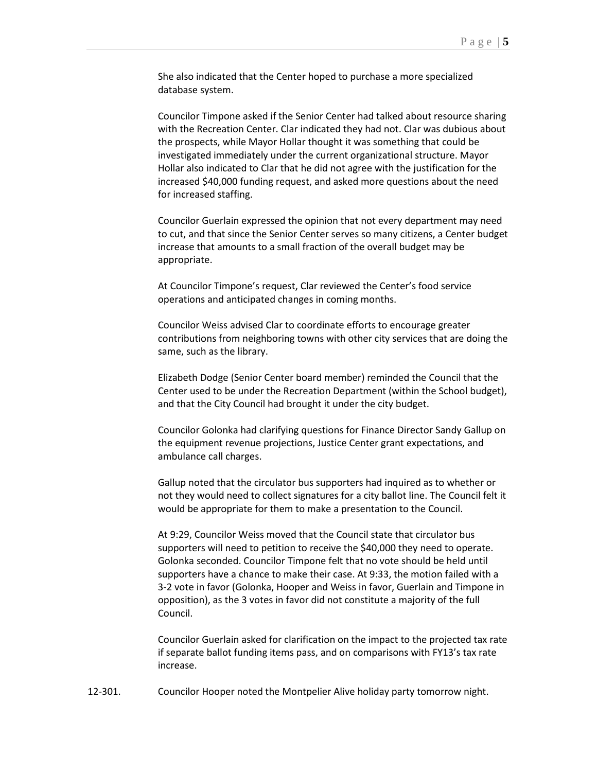She also indicated that the Center hoped to purchase a more specialized database system.

Councilor Timpone asked if the Senior Center had talked about resource sharing with the Recreation Center. Clar indicated they had not. Clar was dubious about the prospects, while Mayor Hollar thought it was something that could be investigated immediately under the current organizational structure. Mayor Hollar also indicated to Clar that he did not agree with the justification for the increased $40,000 funding request, and asked more questions about the need for increased staffing.

Councilor Guerlain expressed the opinion that not every department may need to cut, and that since the Senior Center serves so many citizens, a Center budget increase that amounts to a small fraction of the overall budget may be appropriate.

At Councilor Timpone's request, Clar reviewed the Center's food service operations and anticipated changes in coming months.

Councilor Weiss advised Clar to coordinate efforts to encourage greater contributions from neighboring towns with other city services that are doing the same, such as the library.

Elizabeth Dodge (Senior Center board member) reminded the Council that the Center used to be under the Recreation Department (within the School budget), and that the City Council had brought it under the city budget.

Councilor Golonka had clarifying questions for Finance Director Sandy Gallup on the equipment revenue projections, Justice Center grant expectations, and ambulance call charges.

Gallup noted that the circulator bus supporters had inquired as to whether or not they would need to collect signatures for a city ballot line. The Council felt it would be appropriate for them to make a presentation to the Council.

At 9:29, Councilor Weiss moved that the Council state that circulator bus supporters will need to petition to receive the $40,000 they need to operate. Golonka seconded. Councilor Timpone felt that no vote should be held until supporters have a chance to make their case. At 9:33, the motion failed with a 3-2 vote in favor (Golonka, Hooper and Weiss in favor, Guerlain and Timpone in opposition), as the 3 votes in favor did not constitute a majority of the full Council.

Councilor Guerlain asked for clarification on the impact to the projected tax rate if separate ballot funding items pass, and on comparisons with FY13's tax rate increase.

12-301. Councilor Hooper noted the Montpelier Alive holiday party tomorrow night.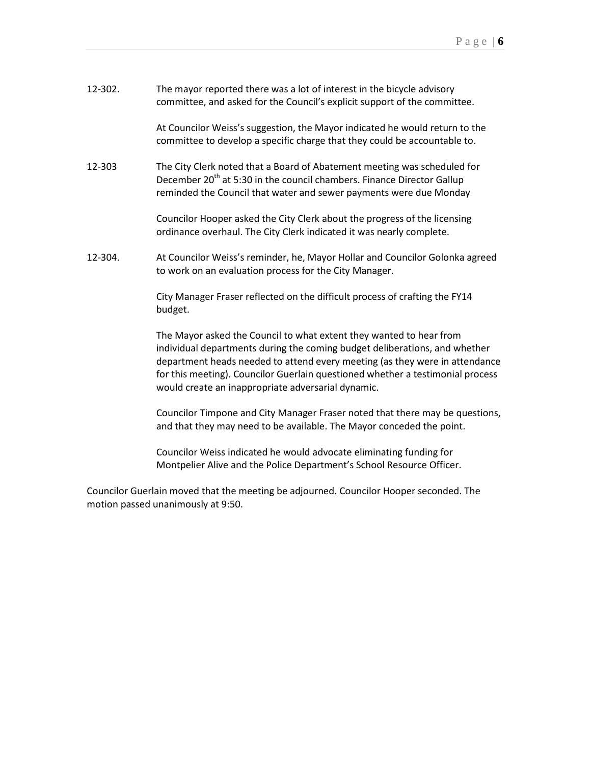12-302. The mayor reported there was a lot of interest in the bicycle advisory committee, and asked for the Council's explicit support of the committee.

At Councilor Weiss's suggestion, the Mayor indicated he would return to the committee to develop a specific charge that they could be accountable to.

12-303 The City Clerk noted that a Board of Abatement meeting was scheduled for December 20th at 5:30 in the council chambers. Finance Director Gallup reminded the Council that water and sewer payments were due Monday

Councilor Hooper asked the City Clerk about the progress of the licensing ordinance overhaul. The City Clerk indicated it was nearly complete.

12-304. At Councilor Weiss's reminder, he, Mayor Hollar and Councilor Golonka agreed to work on an evaluation process for the City Manager.

City Manager Fraser reflected on the difficult process of crafting the FY14 budget.

The Mayor asked the Council to what extent they wanted to hear from individual departments during the coming budget deliberations, and whether department heads needed to attend every meeting (as they were in attendance for this meeting). Councilor Guerlain questioned whether a testimonial process would create an inappropriate adversarial dynamic.

Councilor Timpone and City Manager Fraser noted that there may be questions, and that they may need to be available. The Mayor conceded the point.

Councilor Weiss indicated he would advocate eliminating funding for Montpelier Alive and the Police Department's School Resource Officer.

Councilor Guerlain moved that the meeting be adjourned. Councilor Hooper seconded. The motion passed unanimously at 9:50.